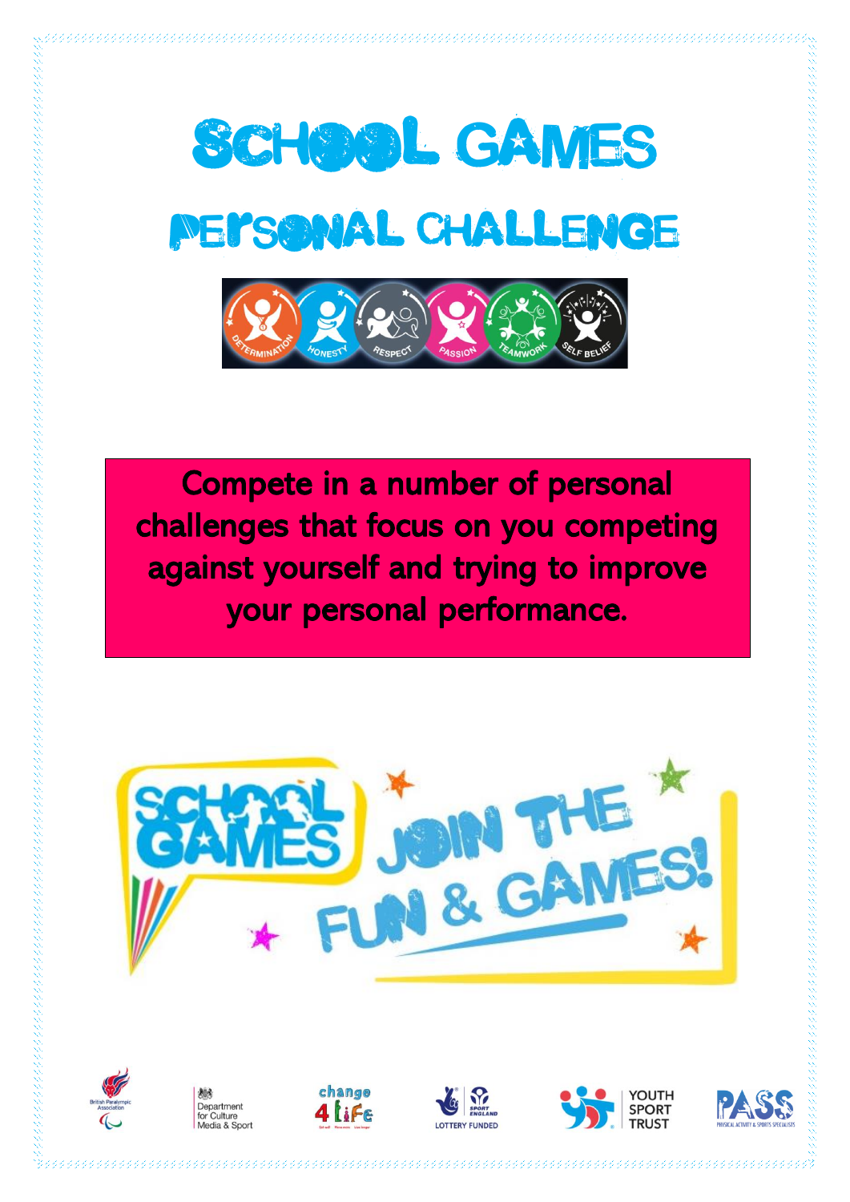# SCHOOL GAMES

## PERSONAL CHALLENGE

Compete in a number of personal challenges that focus on you competing against yourself and trying to improve your personal performance.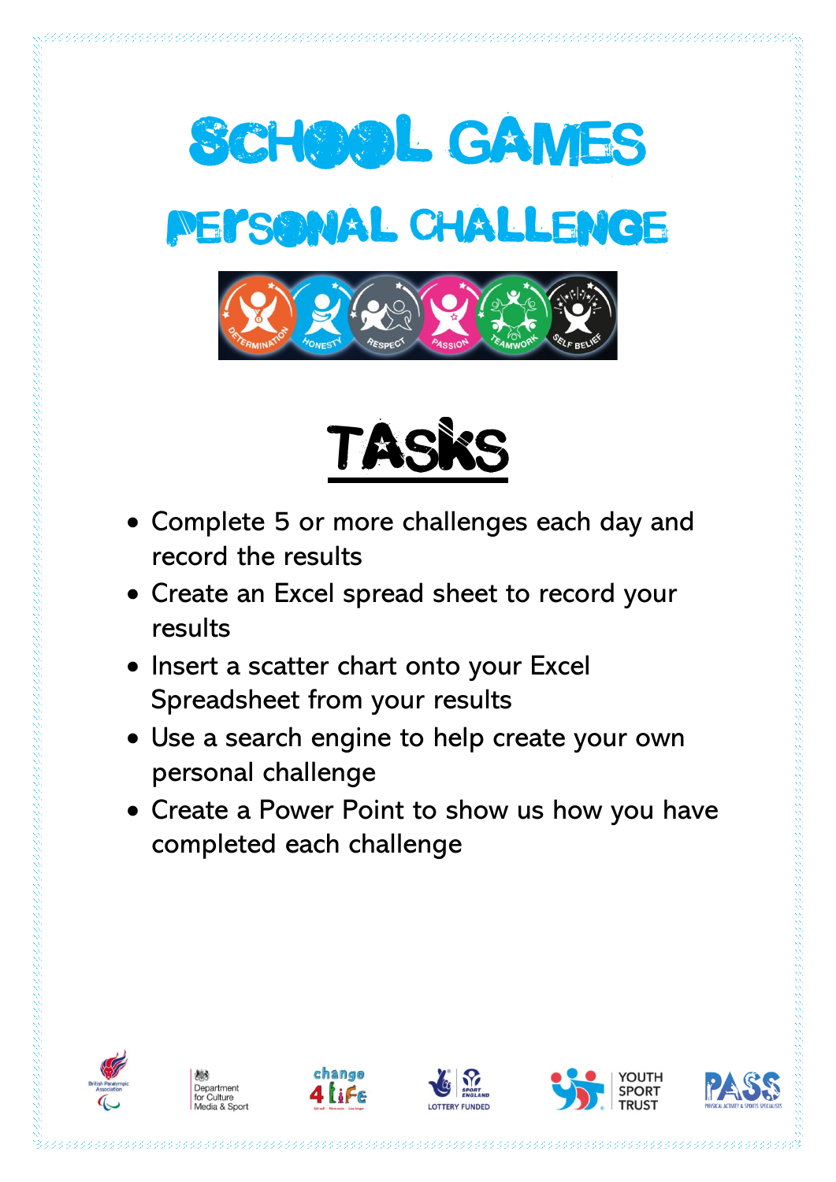# School Games

## Personal Challenge

DETERMINATION HONESTY RESPECT PASSION TEAMWORK SELF BELIEF

## Tasks

- Complete 5 or more challenges each day and record the results
- Create an Excel spread sheet to record your results
- Insert a scatter chart onto your Excel Spreadsheet from your results
- Use a search engine to help create your own personal challenge
- Create a Power Point to show us how you have completed each challenge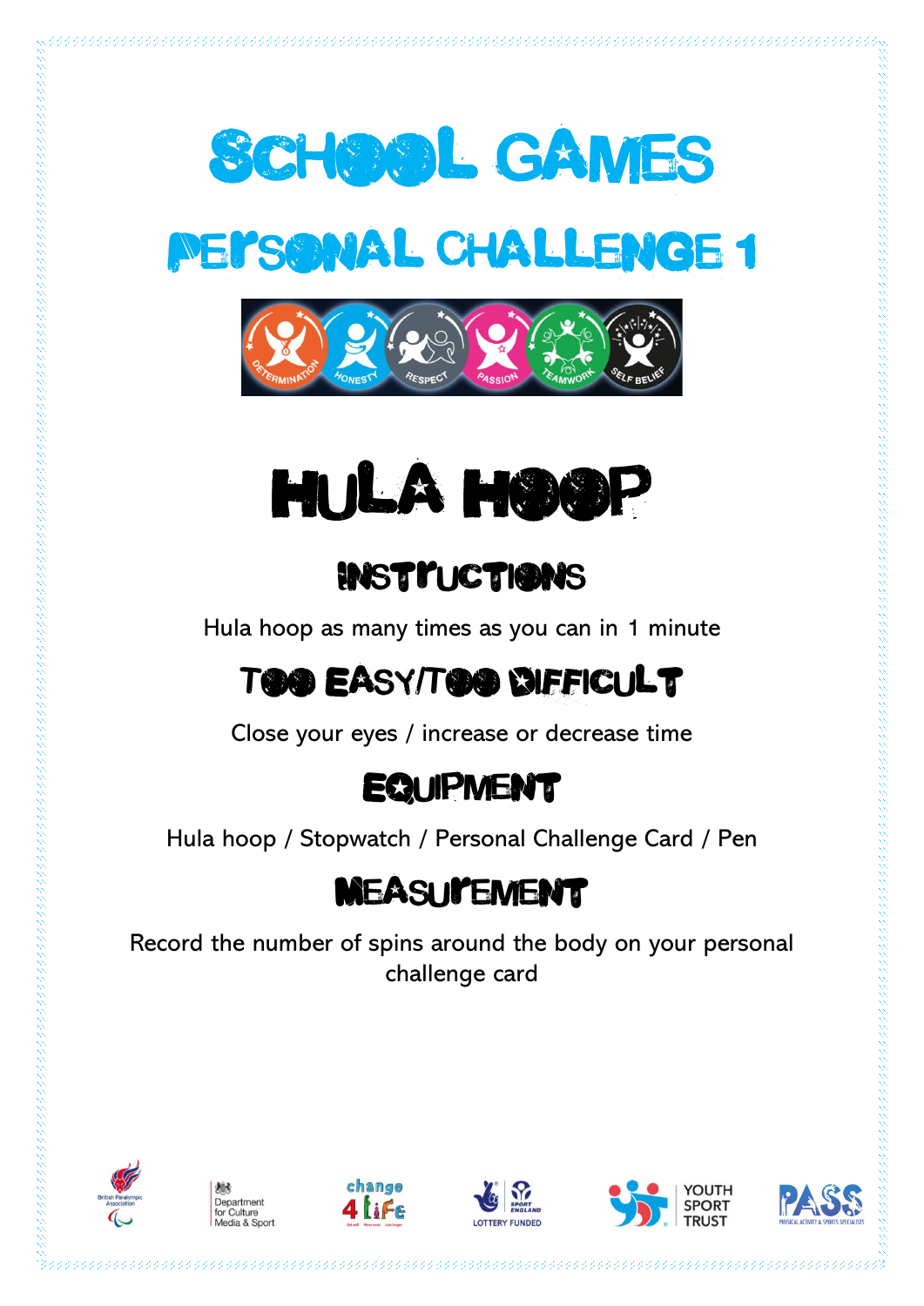# SCHOOL GAMES

## PERSONAL CHALLENGE 1

# HULA HOOP

## INSTRUCTIONS

Hula hoop as many times as you can in 1 minute

## TOO EASY/TOO DIFFICULT

Close your eyes / increase or decrease time

## EQUIPMENT

Hula hoop / Stopwatch / Personal Challenge Card / Pen

## MEASUREMENT

Record the number of spins around the body on your personal challenge card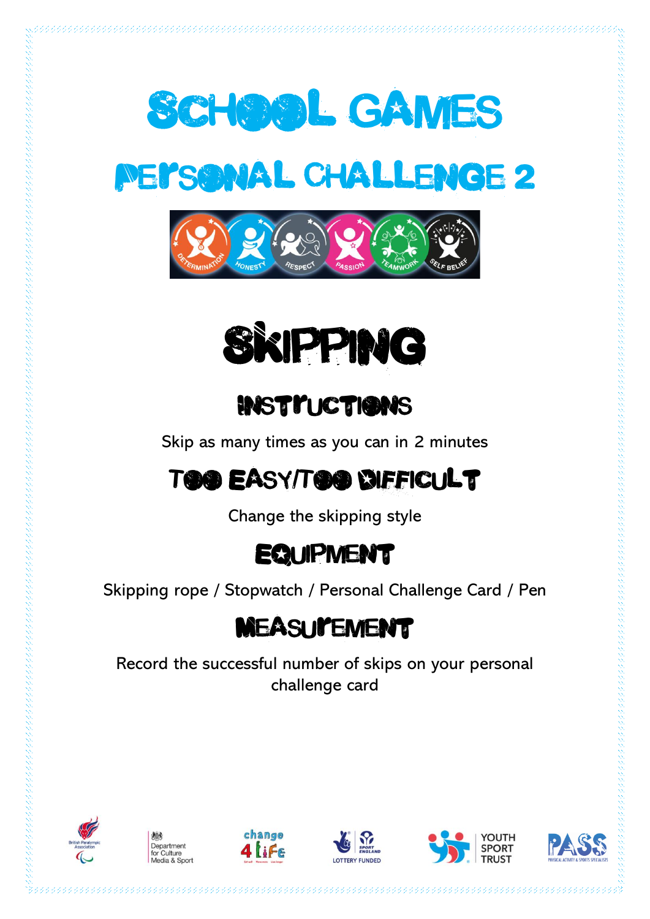# SCHOOL GAMES

## PERSONAL CHALLENGE 2

# SKIPPING

## INSTRUCTIONS

Skip as many times as you can in 2 minutes

## TOO EASY/TOO DIFFICULT

Change the skipping style

## EQUIPMENT

Skipping rope / Stopwatch / Personal Challenge Card / Pen

## MEASUREMENT

Record the successful number of skips on your personal challenge card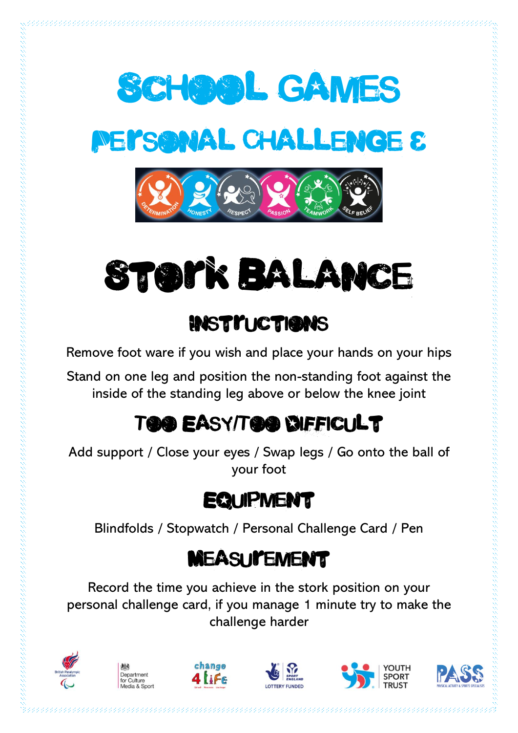# SCHOOL GAMES

## PERSONAL CHALLENGE &

DETERMINATION HONESTY RESPECT PASSION TEAMWORK SELF BELIEF

# STORK BALANCE

## INSTRUCTIONS

Remove foot ware if you wish and place your hands on your hips

Stand on one leg and position the non-standing foot against the inside of the standing leg above or below the knee joint

## TOO EASY/TOO DIFFICULT

Add support / Close your eyes / Swap legs / Go onto the ball of your foot

## EQUIPMENT

Blindfolds / Stopwatch / Personal Challenge Card / Pen

## MEASUREMENT

Record the time you achieve in the stork position on your personal challenge card, if you manage 1 minute try to make the challenge harder

British Paralympic Association | Department for Culture Media & Sport | change 4 Life | LOTTERY FUNDED Sport England | YOUTH SPORT TRUST | PASS PHYSICAL ACTIVITY & SPORTS SPECIALISTS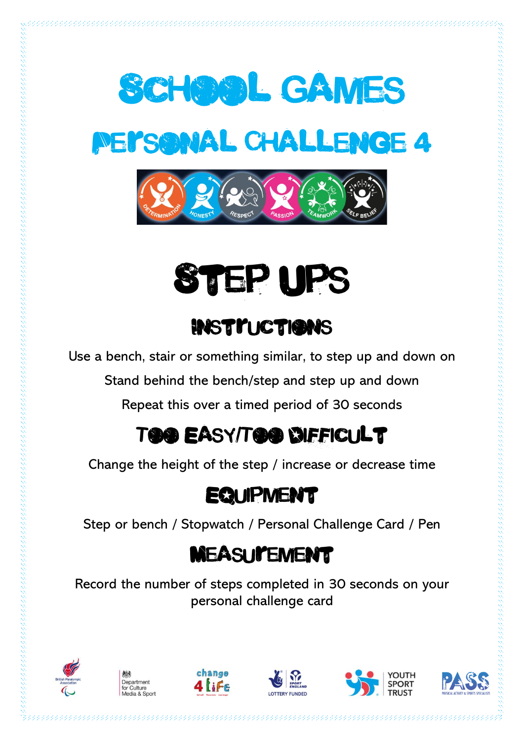# SCHOOL GAMES

## PERSONAL CHALLENGE 4

DETERMINATION HONESTY RESPECT PASSION TEAMWORK SELF BELIEF

# STEP UPS

## INSTRUCTIONS

Use a bench, stair or something similar, to step up and down on

Stand behind the bench/step and step up and down

Repeat this over a timed period of 30 seconds

## TOO EASY/TOO DIFFICULT

Change the height of the step / increase or decrease time

## EQUIPMENT

Step or bench / Stopwatch / Personal Challenge Card / Pen

## MEASUREMENT

Record the number of steps completed in 30 seconds on your personal challenge card

British Paralympic Association | Department for Culture Media & Sport | change 4 Life | Sport England Lottery Funded | Youth Sport Trust | PASS Physical Activity & Sports Specialists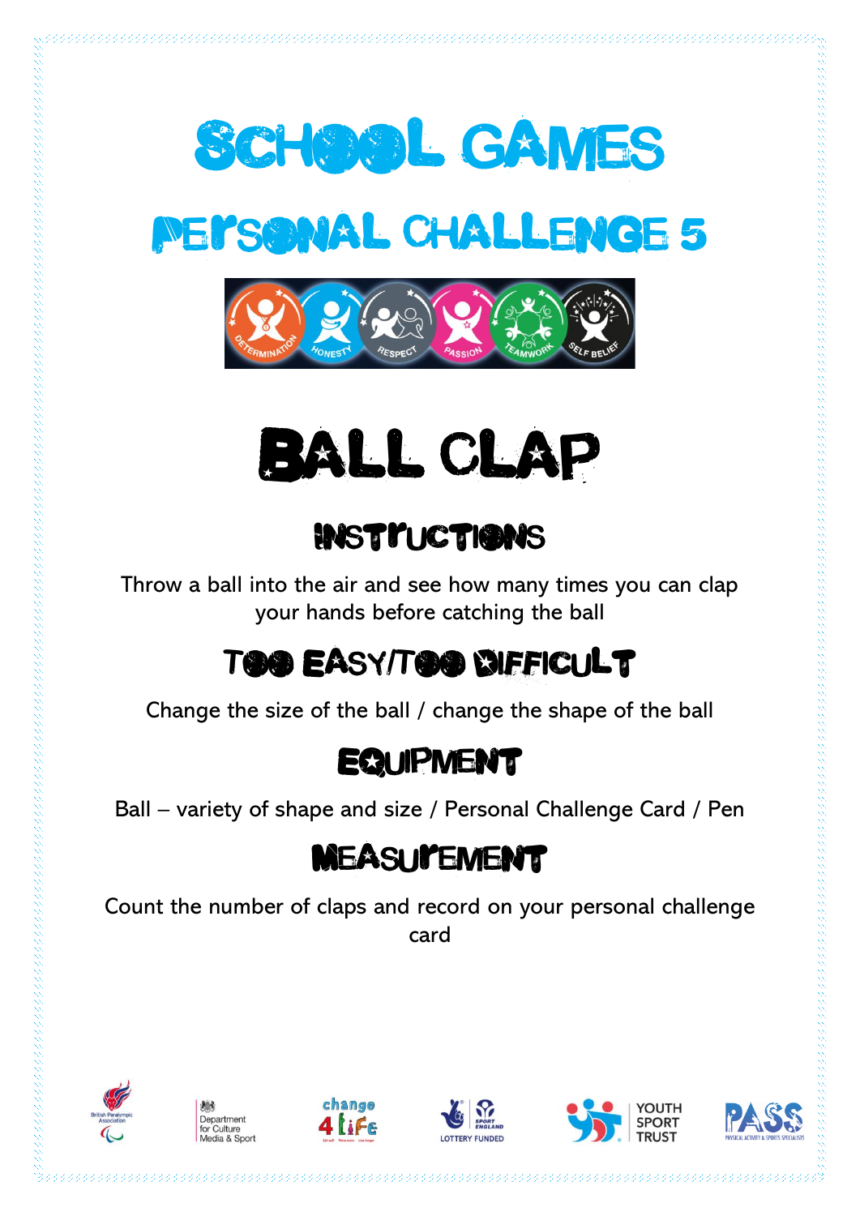# School Games

## Personal Challenge 5

# Ball Clap

## Instructions

Throw a ball into the air and see how many times you can clap your hands before catching the ball

## Too Easy/Too Difficult

Change the size of the ball / change the shape of the ball

## Equipment

Ball – variety of shape and size / Personal Challenge Card / Pen

## Measurement

Count the number of claps and record on your personal challenge card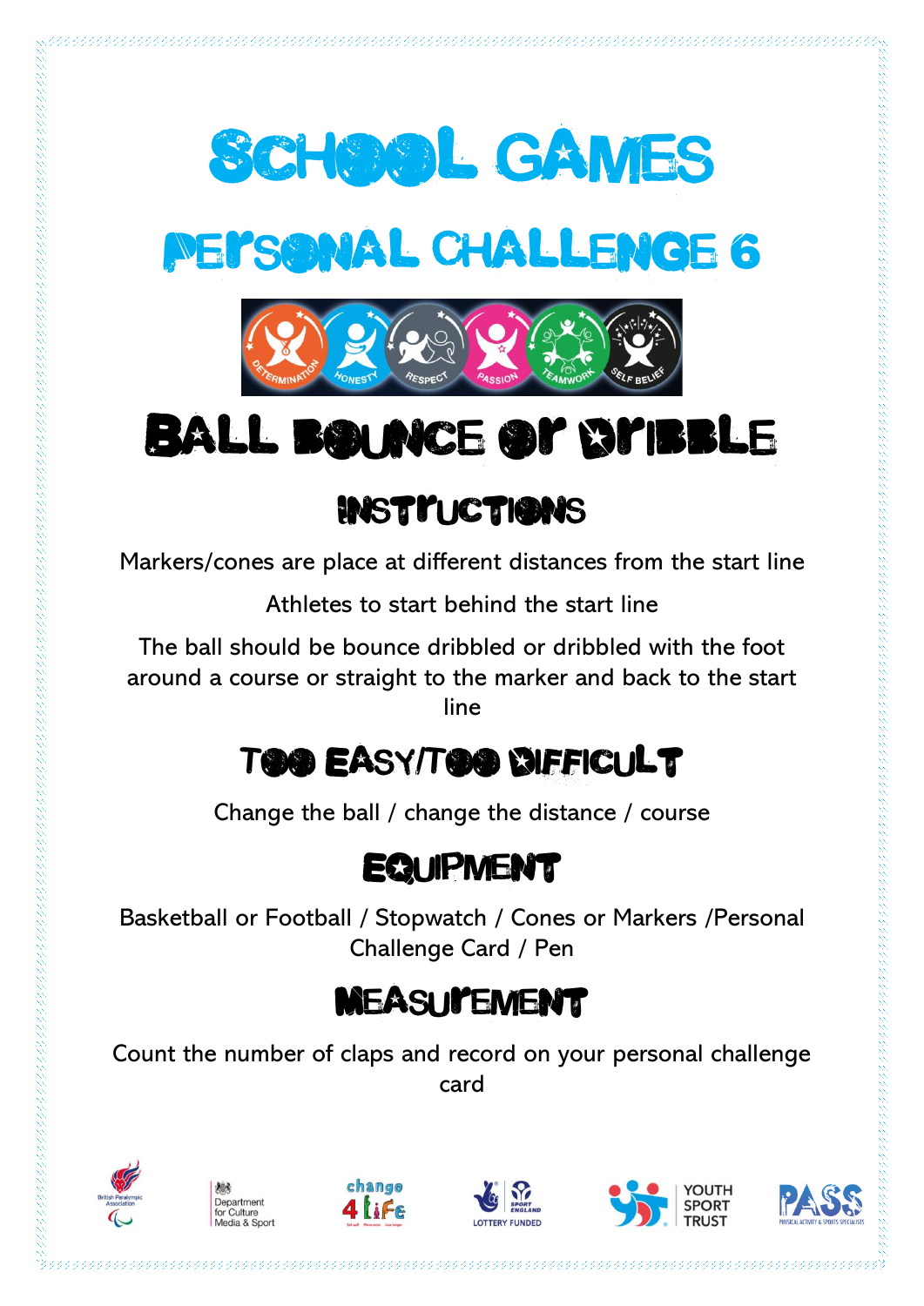# SCHOOL GAMES

# PERSONAL CHALLENGE 6

# BALL BOUNCE OR DRIBBLE

## INSTRUCTIONS

Markers/cones are place at different distances from the start line

Athletes to start behind the start line

The ball should be bounce dribbled or dribbled with the foot around a course or straight to the marker and back to the start line

## TOO EASY/TOO DIFFICULT

Change the ball / change the distance / course

## EQUIPMENT

Basketball or Football / Stopwatch / Cones or Markers /Personal Challenge Card / Pen

## MEASUREMENT

Count the number of claps and record on your personal challenge card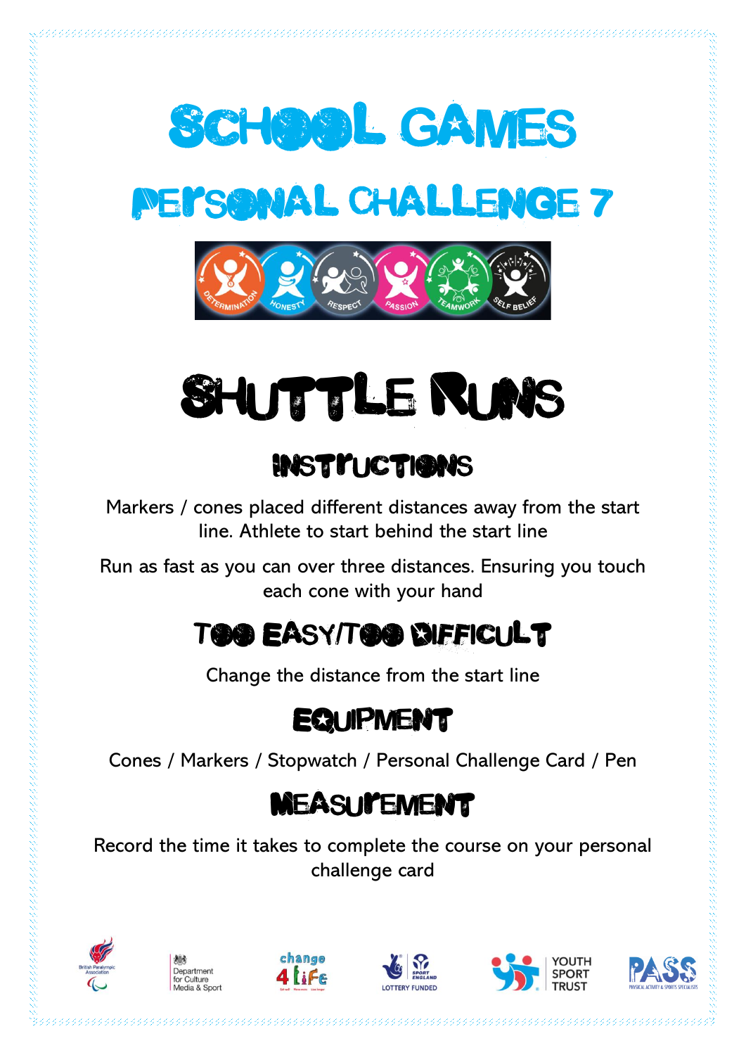# SCHOOL GAMES

## PERSONAL CHALLENGE 7

# SHUTTLE RUNS

## INSTRUCTIONS

Markers / cones placed different distances away from the start line. Athlete to start behind the start line

Run as fast as you can over three distances. Ensuring you touch each cone with your hand

## TOO EASY/TOO DIFFICULT

Change the distance from the start line

## EQUIPMENT

Cones / Markers / Stopwatch / Personal Challenge Card / Pen

## MEASUREMENT

Record the time it takes to complete the course on your personal challenge card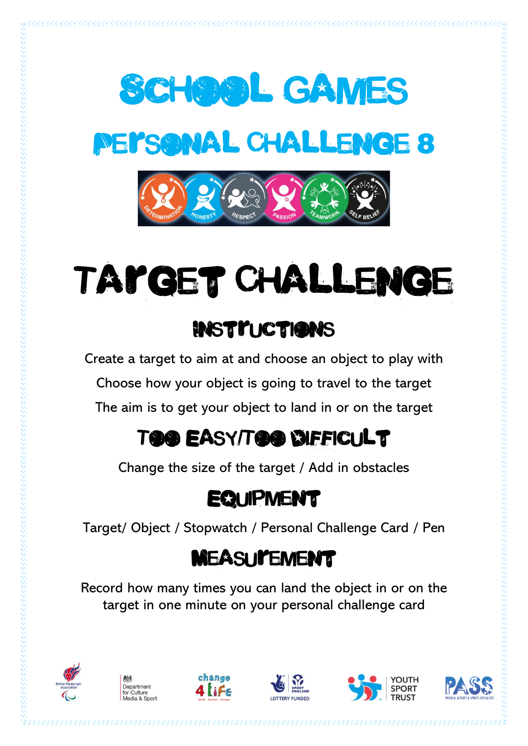# SCHOOL GAMES

## PERSONAL CHALLENGE 8

DETERMINATION HONESTY RESPECT PASSION TEAMWORK SELF BELIEF

# TARGET CHALLENGE

## INSTRUCTIONS

Create a target to aim at and choose an object to play with

Choose how your object is going to travel to the target

The aim is to get your object to land in or on the target

## TOO EASY/TOO DIFFICULT

Change the size of the target / Add in obstacles

## EQUIPMENT

Target/ Object / Stopwatch / Personal Challenge Card / Pen

## MEASUREMENT

Record how many times you can land the object in or on the target in one minute on your personal challenge card

British Paralympic Association | Department for Culture Media & Sport | change 4 Life | Sport England Lottery Funded | Youth Sport Trust | PASS Physical Activity & Sports Specialists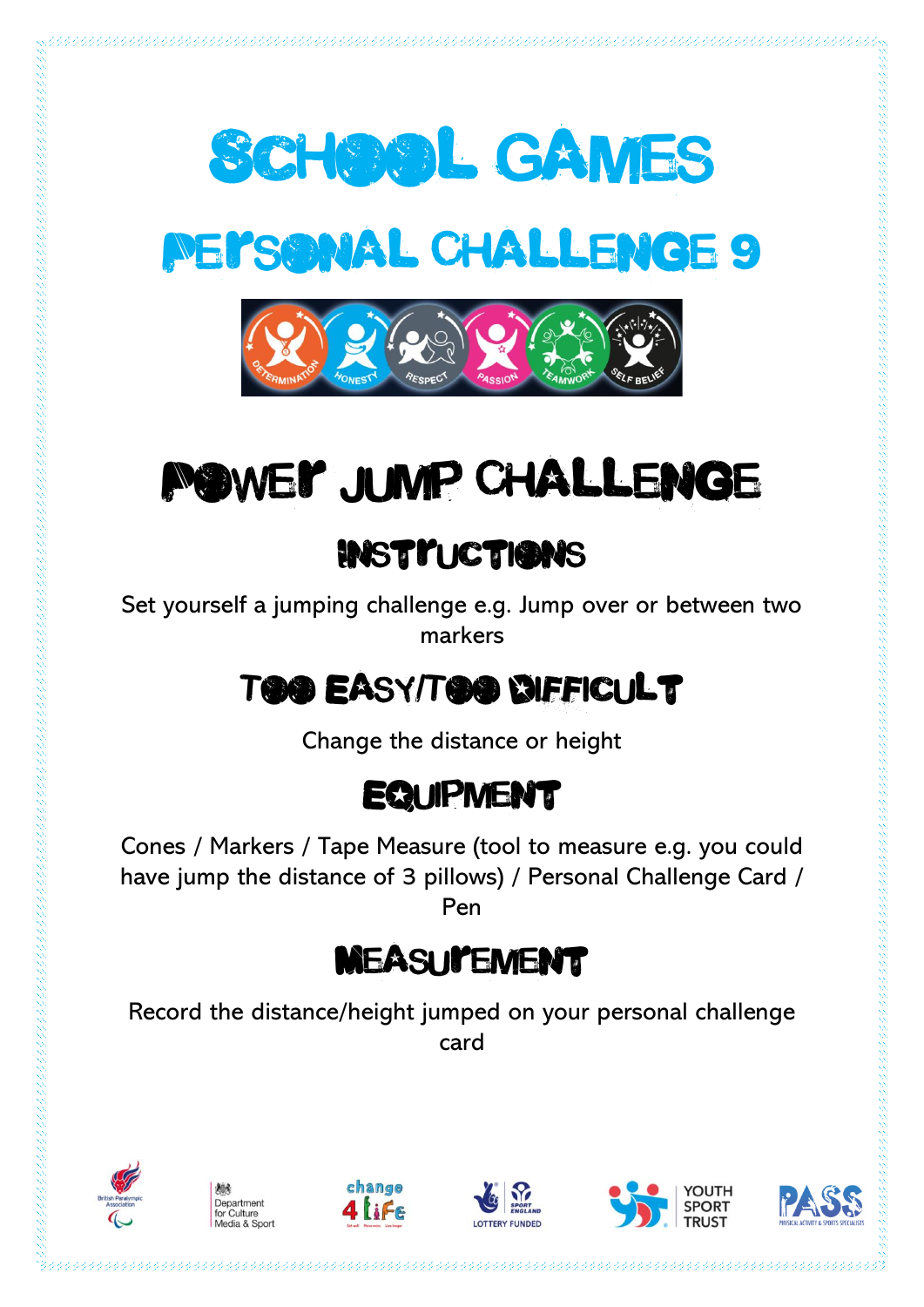# SCHOOL GAMES

## PERSONAL CHALLENGE 9

# POWER JUMP CHALLENGE

## INSTRUCTIONS

Set yourself a jumping challenge e.g. Jump over or between two markers

## TOO EASY/TOO DIFFICULT

Change the distance or height

## EQUIPMENT

Cones / Markers / Tape Measure (tool to measure e.g. you could have jump the distance of 3 pillows) / Personal Challenge Card / Pen

## MEASUREMENT

Record the distance/height jumped on your personal challenge card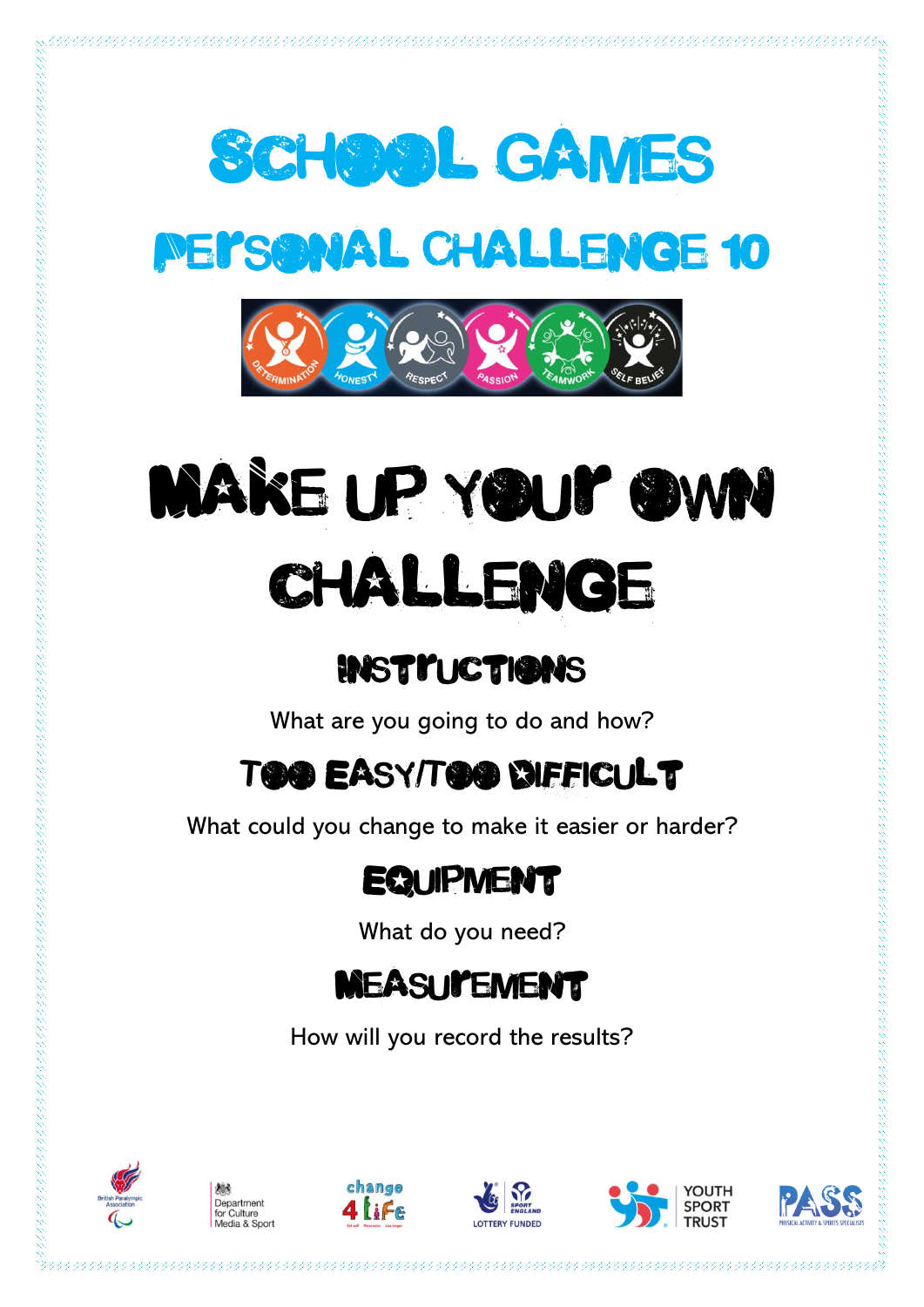# School Games

## Personal Challenge 10

# Make Up Your Own Challenge

## Instructions

What are you going to do and how?

## Too Easy/Too Difficult

What could you change to make it easier or harder?

## Equipment

What do you need?

## Measurement

How will you record the results?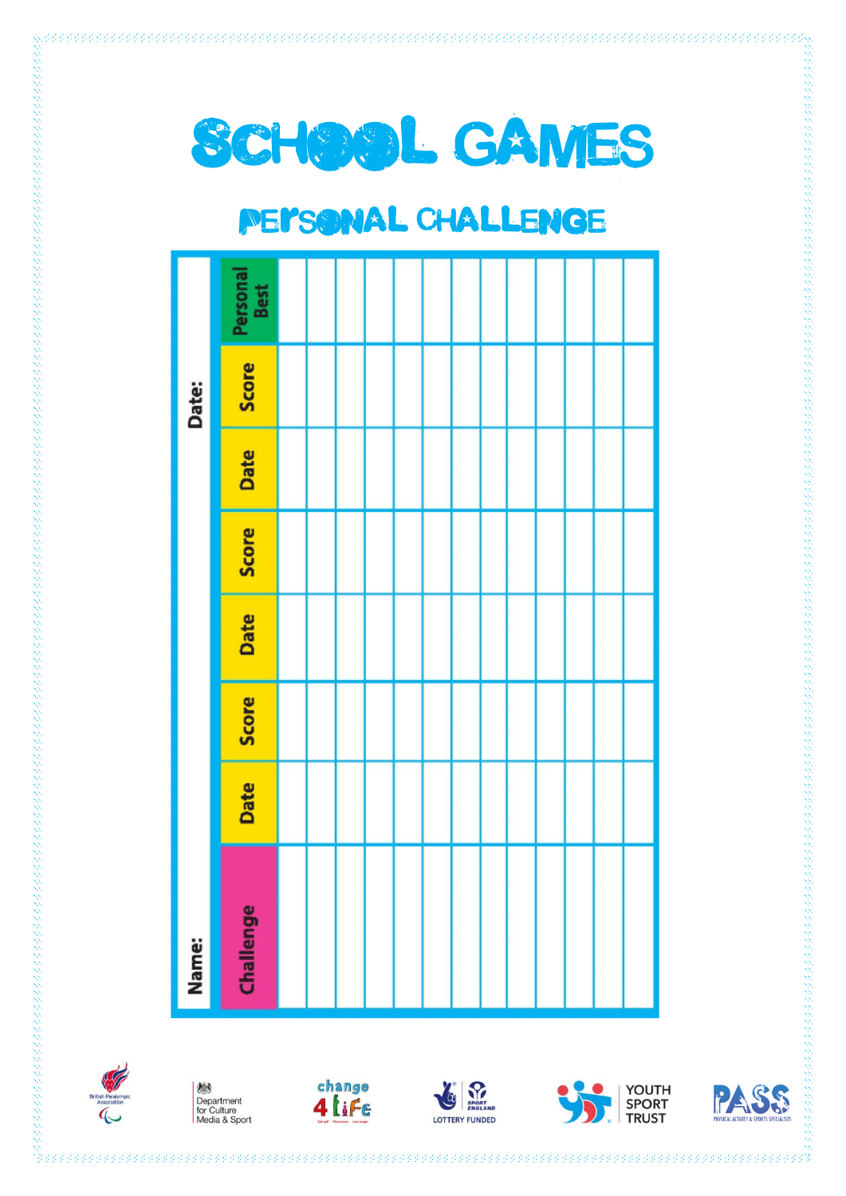# SCHOOL GAMES

## PERSONAL CHALLENGE

Name:

Date:

| Challenge | Date | Score | Date | Score | Date | Score | Personal Best |
| --- | --- | --- | --- | --- | --- | --- | --- |
| | | | | | | | |
| | | | | | | | |
| | | | | | | | |
| | | | | | | | |
| | | | | | | | |
| | | | | | | | |
| | | | | | | | |
| | | | | | | | |
| | | | | | | | |
| | | | | | | | |
| | | | | | | | |
| | | | | | | | |
| | | | | | | | |

British Paralympic Association

Department for Culture Media & Sport

change 4 Life

SPORT ENGLAND LOTTERY FUNDED

YOUTH SPORT TRUST

PASS PHYSICAL ACTIVITY & SPORTS SPECIALISTS